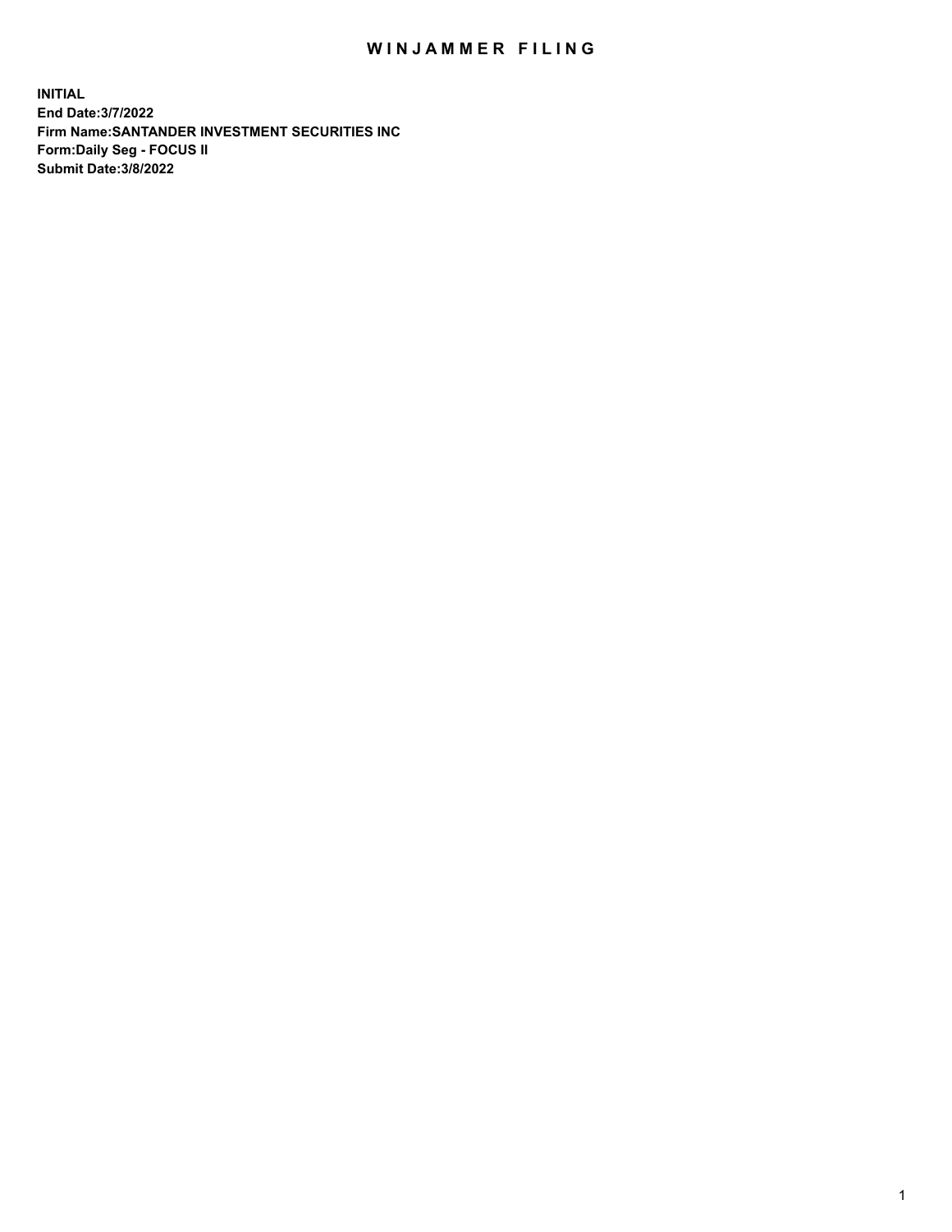# WINJAMMER FILING

**INITIAL**
**End Date:3/7/2022**
**Firm Name:SANTANDER INVESTMENT SECURITIES INC**
**Form:Daily Seg - FOCUS II**
**Submit Date:3/8/2022**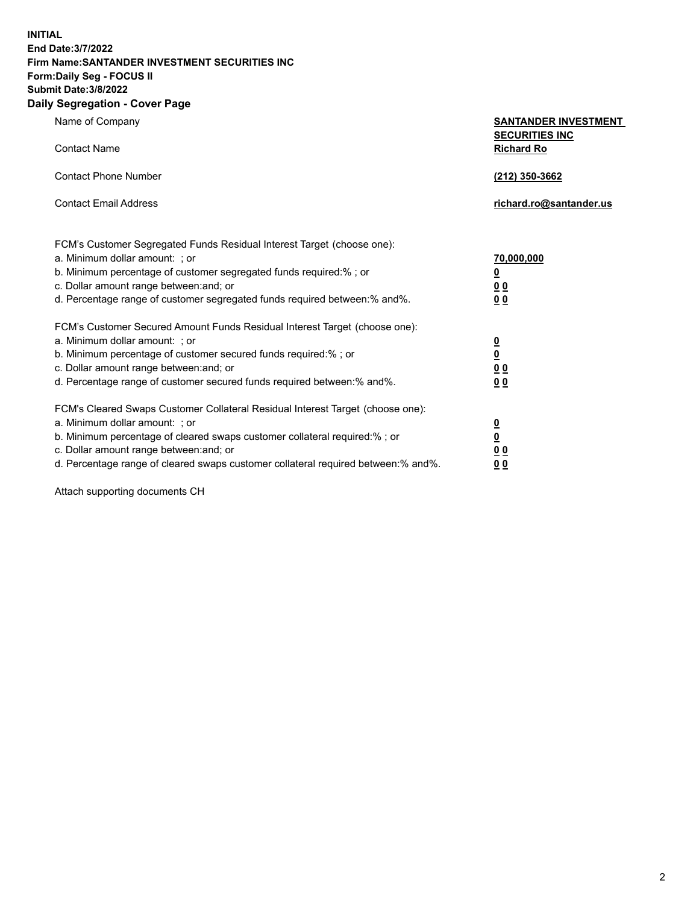**INITIAL**
**End Date:3/7/2022**
**Firm Name:SANTANDER INVESTMENT SECURITIES INC**
**Form:Daily Seg - FOCUS II**
**Submit Date:3/8/2022**

## Daily Segregation - Cover Page

| | |
|---|---|
| Name of Company | **SANTANDER INVESTMENT SECURITIES INC** |
| Contact Name | **Richard Ro** |
| Contact Phone Number | **(212) 350-3662** |
| Contact Email Address | **richard.ro@santander.us** |

| | |
|---|---|
| FCM's Customer Segregated Funds Residual Interest Target (choose one): | |
| a. Minimum dollar amount: ; or | **70,000,000** |
| b. Minimum percentage of customer segregated funds required:% ; or | **0** |
| c. Dollar amount range between:and; or | **0 0** |
| d. Percentage range of customer segregated funds required between:% and%. | **0 0** |
| FCM's Customer Secured Amount Funds Residual Interest Target (choose one): | |
| a. Minimum dollar amount: ; or | **0** |
| b. Minimum percentage of customer secured funds required:% ; or | **0** |
| c. Dollar amount range between:and; or | **0 0** |
| d. Percentage range of customer secured funds required between:% and%. | **0 0** |
| FCM's Cleared Swaps Customer Collateral Residual Interest Target (choose one): | |
| a. Minimum dollar amount: ; or | **0** |
| b. Minimum percentage of cleared swaps customer collateral required:% ; or | **0** |
| c. Dollar amount range between:and; or | **0 0** |
| d. Percentage range of cleared swaps customer collateral required between:% and%. | **0 0** |

Attach supporting documents CH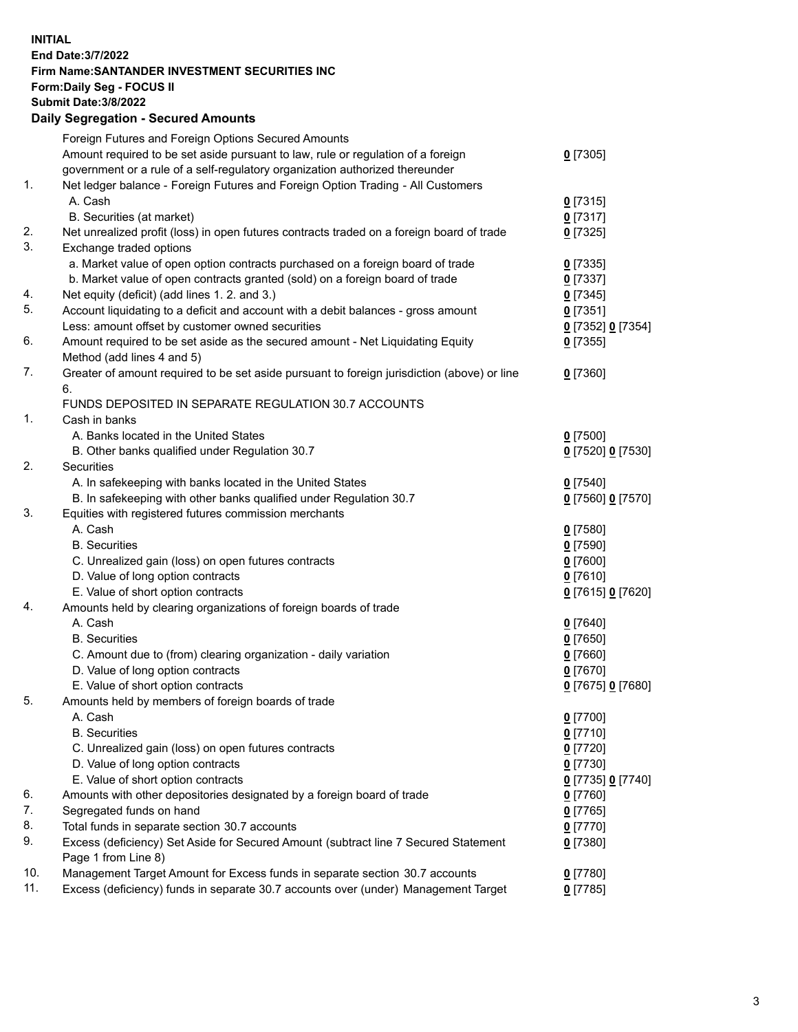**INITIAL**
**End Date:3/7/2022**
**Firm Name:SANTANDER INVESTMENT SECURITIES INC**
**Form:Daily Seg - FOCUS II**
**Submit Date:3/8/2022**

## Daily Segregation - Secured Amounts

| | | |
|---|---|---|
| | Foreign Futures and Foreign Options Secured Amounts | |
| | Amount required to be set aside pursuant to law, rule or regulation of a foreign government or a rule of a self-regulatory organization authorized thereunder | 0 [7305] |
| 1. | Net ledger balance - Foreign Futures and Foreign Option Trading - All Customers | |
| | A. Cash | 0 [7315] |
| | B. Securities (at market) | 0 [7317] |
| 2. | Net unrealized profit (loss) in open futures contracts traded on a foreign board of trade | 0 [7325] |
| 3. | Exchange traded options | |
| | a. Market value of open option contracts purchased on a foreign board of trade | 0 [7335] |
| | b. Market value of open contracts granted (sold) on a foreign board of trade | 0 [7337] |
| 4. | Net equity (deficit) (add lines 1. 2. and 3.) | 0 [7345] |
| 5. | Account liquidating to a deficit and account with a debit balances - gross amount | 0 [7351] |
| | Less: amount offset by customer owned securities | 0 [7352] 0 [7354] |
| 6. | Amount required to be set aside as the secured amount - Net Liquidating Equity Method (add lines 4 and 5) | 0 [7355] |
| 7. | Greater of amount required to be set aside pursuant to foreign jurisdiction (above) or line 6. | 0 [7360] |
| | FUNDS DEPOSITED IN SEPARATE REGULATION 30.7 ACCOUNTS | |
| 1. | Cash in banks | |
| | A. Banks located in the United States | 0 [7500] |
| | B. Other banks qualified under Regulation 30.7 | 0 [7520] 0 [7530] |
| 2. | Securities | |
| | A. In safekeeping with banks located in the United States | 0 [7540] |
| | B. In safekeeping with other banks qualified under Regulation 30.7 | 0 [7560] 0 [7570] |
| 3. | Equities with registered futures commission merchants | |
| | A. Cash | 0 [7580] |
| | B. Securities | 0 [7590] |
| | C. Unrealized gain (loss) on open futures contracts | 0 [7600] |
| | D. Value of long option contracts | 0 [7610] |
| | E. Value of short option contracts | 0 [7615] 0 [7620] |
| 4. | Amounts held by clearing organizations of foreign boards of trade | |
| | A. Cash | 0 [7640] |
| | B. Securities | 0 [7650] |
| | C. Amount due to (from) clearing organization - daily variation | 0 [7660] |
| | D. Value of long option contracts | 0 [7670] |
| | E. Value of short option contracts | 0 [7675] 0 [7680] |
| 5. | Amounts held by members of foreign boards of trade | |
| | A. Cash | 0 [7700] |
| | B. Securities | 0 [7710] |
| | C. Unrealized gain (loss) on open futures contracts | 0 [7720] |
| | D. Value of long option contracts | 0 [7730] |
| | E. Value of short option contracts | 0 [7735] 0 [7740] |
| 6. | Amounts with other depositories designated by a foreign board of trade | 0 [7760] |
| 7. | Segregated funds on hand | 0 [7765] |
| 8. | Total funds in separate section 30.7 accounts | 0 [7770] |
| 9. | Excess (deficiency) Set Aside for Secured Amount (subtract line 7 Secured Statement Page 1 from Line 8) | 0 [7380] |
| 10. | Management Target Amount for Excess funds in separate section 30.7 accounts | 0 [7780] |
| 11. | Excess (deficiency) funds in separate 30.7 accounts over (under) Management Target | 0 [7785] |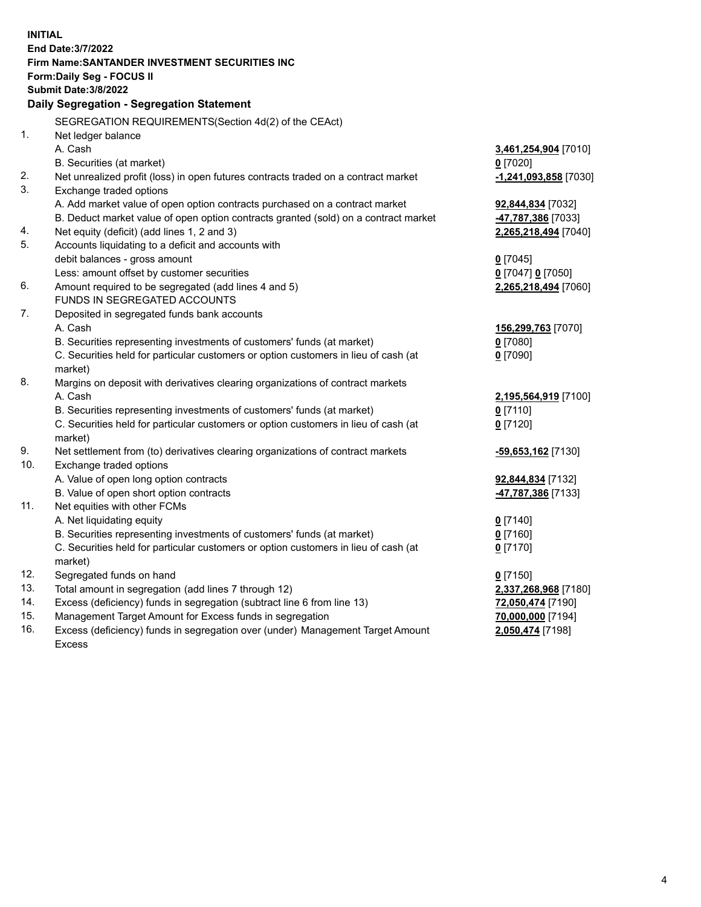**INITIAL**
**End Date:3/7/2022**
**Firm Name:SANTANDER INVESTMENT SECURITIES INC**
**Form:Daily Seg - FOCUS II**
**Submit Date:3/8/2022**

## Daily Segregation - Segregation Statement

| | | |
|---|---|---|
| | SEGREGATION REQUIREMENTS(Section 4d(2) of the CEAct) | |
| 1. | Net ledger balance | |
| | A. Cash | **3,461,254,904** [7010] |
| | B. Securities (at market) | **0** [7020] |
| 2. | Net unrealized profit (loss) in open futures contracts traded on a contract market | **-1,241,093,858** [7030] |
| 3. | Exchange traded options | |
| | A. Add market value of open option contracts purchased on a contract market | **92,844,834** [7032] |
| | B. Deduct market value of open option contracts granted (sold) on a contract market | **-47,787,386** [7033] |
| 4. | Net equity (deficit) (add lines 1, 2 and 3) | **2,265,218,494** [7040] |
| 5. | Accounts liquidating to a deficit and accounts with debit balances - gross amount | **0** [7045] |
| | Less: amount offset by customer securities | **0** [7047] **0** [7050] |
| 6. | Amount required to be segregated (add lines 4 and 5) | **2,265,218,494** [7060] |
| | FUNDS IN SEGREGATED ACCOUNTS | |
| 7. | Deposited in segregated funds bank accounts | |
| | A. Cash | **156,299,763** [7070] |
| | B. Securities representing investments of customers' funds (at market) | **0** [7080] |
| | C. Securities held for particular customers or option customers in lieu of cash (at market) | **0** [7090] |
| 8. | Margins on deposit with derivatives clearing organizations of contract markets | |
| | A. Cash | **2,195,564,919** [7100] |
| | B. Securities representing investments of customers' funds (at market) | **0** [7110] |
| | C. Securities held for particular customers or option customers in lieu of cash (at market) | **0** [7120] |
| 9. | Net settlement from (to) derivatives clearing organizations of contract markets | **-59,653,162** [7130] |
| 10. | Exchange traded options | |
| | A. Value of open long option contracts | **92,844,834** [7132] |
| | B. Value of open short option contracts | **-47,787,386** [7133] |
| 11. | Net equities with other FCMs | |
| | A. Net liquidating equity | **0** [7140] |
| | B. Securities representing investments of customers' funds (at market) | **0** [7160] |
| | C. Securities held for particular customers or option customers in lieu of cash (at market) | **0** [7170] |
| 12. | Segregated funds on hand | **0** [7150] |
| 13. | Total amount in segregation (add lines 7 through 12) | **2,337,268,968** [7180] |
| 14. | Excess (deficiency) funds in segregation (subtract line 6 from line 13) | **72,050,474** [7190] |
| 15. | Management Target Amount for Excess funds in segregation | **70,000,000** [7194] |
| 16. | Excess (deficiency) funds in segregation over (under) Management Target Amount Excess | **2,050,474** [7198] |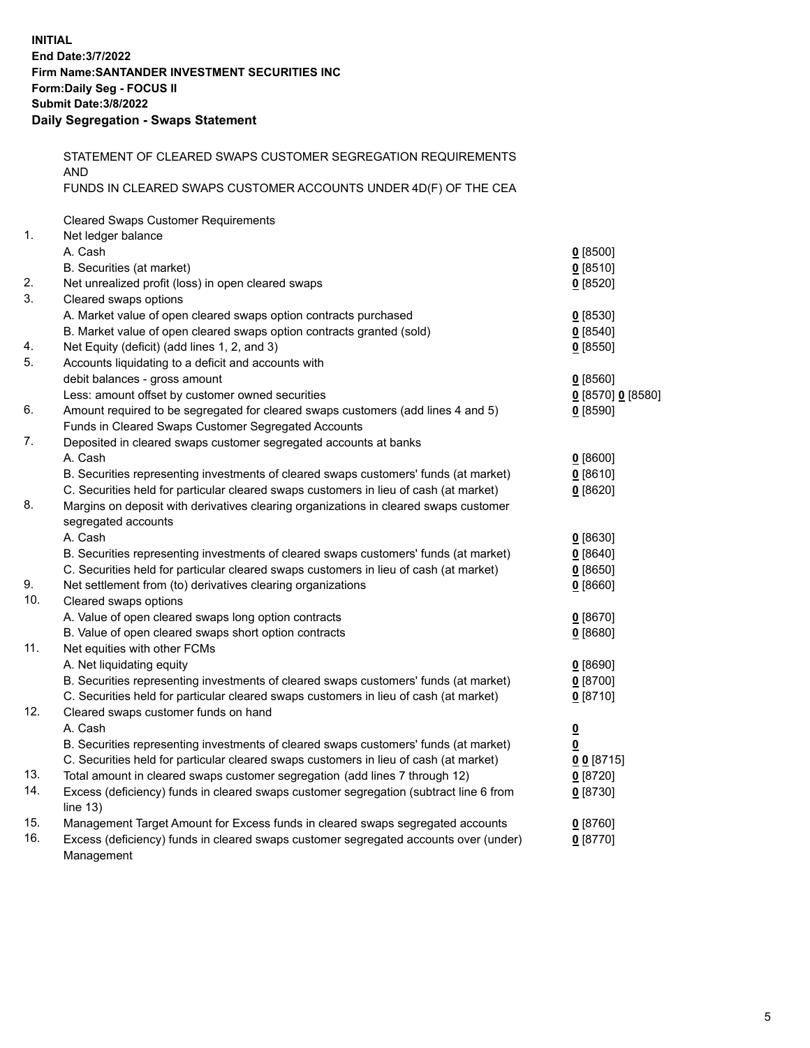**INITIAL**
**End Date:3/7/2022**
**Firm Name:SANTANDER INVESTMENT SECURITIES INC**
**Form:Daily Seg - FOCUS II**
**Submit Date:3/8/2022**
**Daily Segregation - Swaps Statement**

STATEMENT OF CLEARED SWAPS CUSTOMER SEGREGATION REQUIREMENTS AND
FUNDS IN CLEARED SWAPS CUSTOMER ACCOUNTS UNDER 4D(F) OF THE CEA

| | | |
|---|---|---|
| | Cleared Swaps Customer Requirements | |
| 1. | Net ledger balance | |
| | A. Cash | 0 [8500] |
| | B. Securities (at market) | 0 [8510] |
| 2. | Net unrealized profit (loss) in open cleared swaps | 0 [8520] |
| 3. | Cleared swaps options | |
| | A. Market value of open cleared swaps option contracts purchased | 0 [8530] |
| | B. Market value of open cleared swaps option contracts granted (sold) | 0 [8540] |
| 4. | Net Equity (deficit) (add lines 1, 2, and 3) | 0 [8550] |
| 5. | Accounts liquidating to a deficit and accounts with | |
| | debit balances - gross amount | 0 [8560] |
| | Less: amount offset by customer owned securities | 0 [8570] 0 [8580] |
| 6. | Amount required to be segregated for cleared swaps customers (add lines 4 and 5) | 0 [8590] |
| | Funds in Cleared Swaps Customer Segregated Accounts | |
| 7. | Deposited in cleared swaps customer segregated accounts at banks | |
| | A. Cash | 0 [8600] |
| | B. Securities representing investments of cleared swaps customers' funds (at market) | 0 [8610] |
| | C. Securities held for particular cleared swaps customers in lieu of cash (at market) | 0 [8620] |
| 8. | Margins on deposit with derivatives clearing organizations in cleared swaps customer segregated accounts | |
| | A. Cash | 0 [8630] |
| | B. Securities representing investments of cleared swaps customers' funds (at market) | 0 [8640] |
| | C. Securities held for particular cleared swaps customers in lieu of cash (at market) | 0 [8650] |
| 9. | Net settlement from (to) derivatives clearing organizations | 0 [8660] |
| 10. | Cleared swaps options | |
| | A. Value of open cleared swaps long option contracts | 0 [8670] |
| | B. Value of open cleared swaps short option contracts | 0 [8680] |
| 11. | Net equities with other FCMs | |
| | A. Net liquidating equity | 0 [8690] |
| | B. Securities representing investments of cleared swaps customers' funds (at market) | 0 [8700] |
| | C. Securities held for particular cleared swaps customers in lieu of cash (at market) | 0 [8710] |
| 12. | Cleared swaps customer funds on hand | |
| | A. Cash | 0 |
| | B. Securities representing investments of cleared swaps customers' funds (at market) | 0 |
| | C. Securities held for particular cleared swaps customers in lieu of cash (at market) | 0 0 [8715] |
| 13. | Total amount in cleared swaps customer segregation (add lines 7 through 12) | 0 [8720] |
| 14. | Excess (deficiency) funds in cleared swaps customer segregation (subtract line 6 from line 13) | 0 [8730] |
| 15. | Management Target Amount for Excess funds in cleared swaps segregated accounts | 0 [8760] |
| 16. | Excess (deficiency) funds in cleared swaps customer segregated accounts over (under) Management | 0 [8770] |